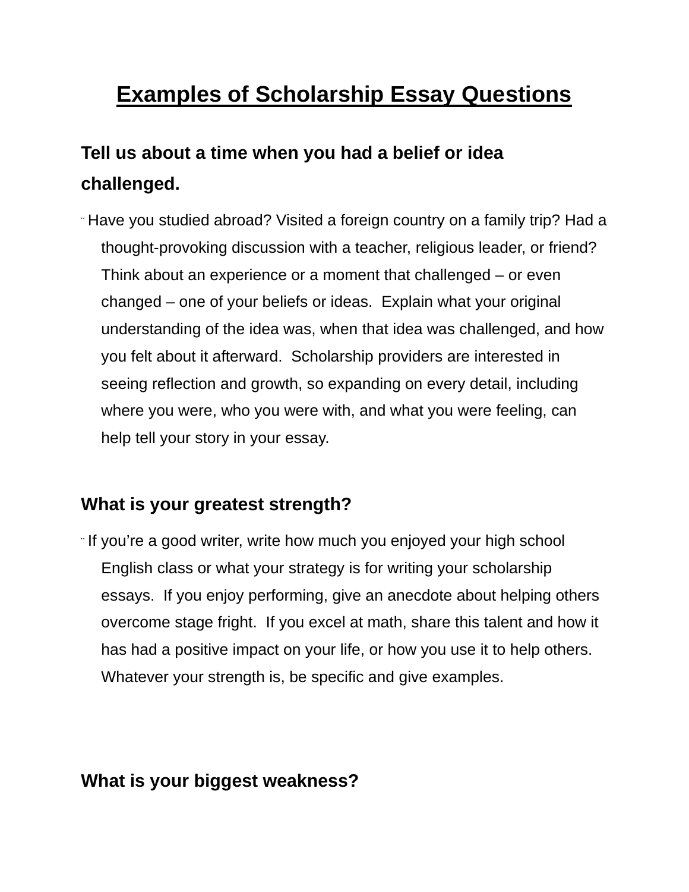# Examples of Scholarship Essay Questions

## Tell us about a time when you had a belief or idea challenged.

- Have you studied abroad? Visited a foreign country on a family trip? Had a thought-provoking discussion with a teacher, religious leader, or friend? Think about an experience or a moment that challenged – or even changed – one of your beliefs or ideas. Explain what your original understanding of the idea was, when that idea was challenged, and how you felt about it afterward. Scholarship providers are interested in seeing reflection and growth, so expanding on every detail, including where you were, who you were with, and what you were feeling, can help tell your story in your essay.

## What is your greatest strength?

- If you're a good writer, write how much you enjoyed your high school English class or what your strategy is for writing your scholarship essays. If you enjoy performing, give an anecdote about helping others overcome stage fright. If you excel at math, share this talent and how it has had a positive impact on your life, or how you use it to help others. Whatever your strength is, be specific and give examples.

## What is your biggest weakness?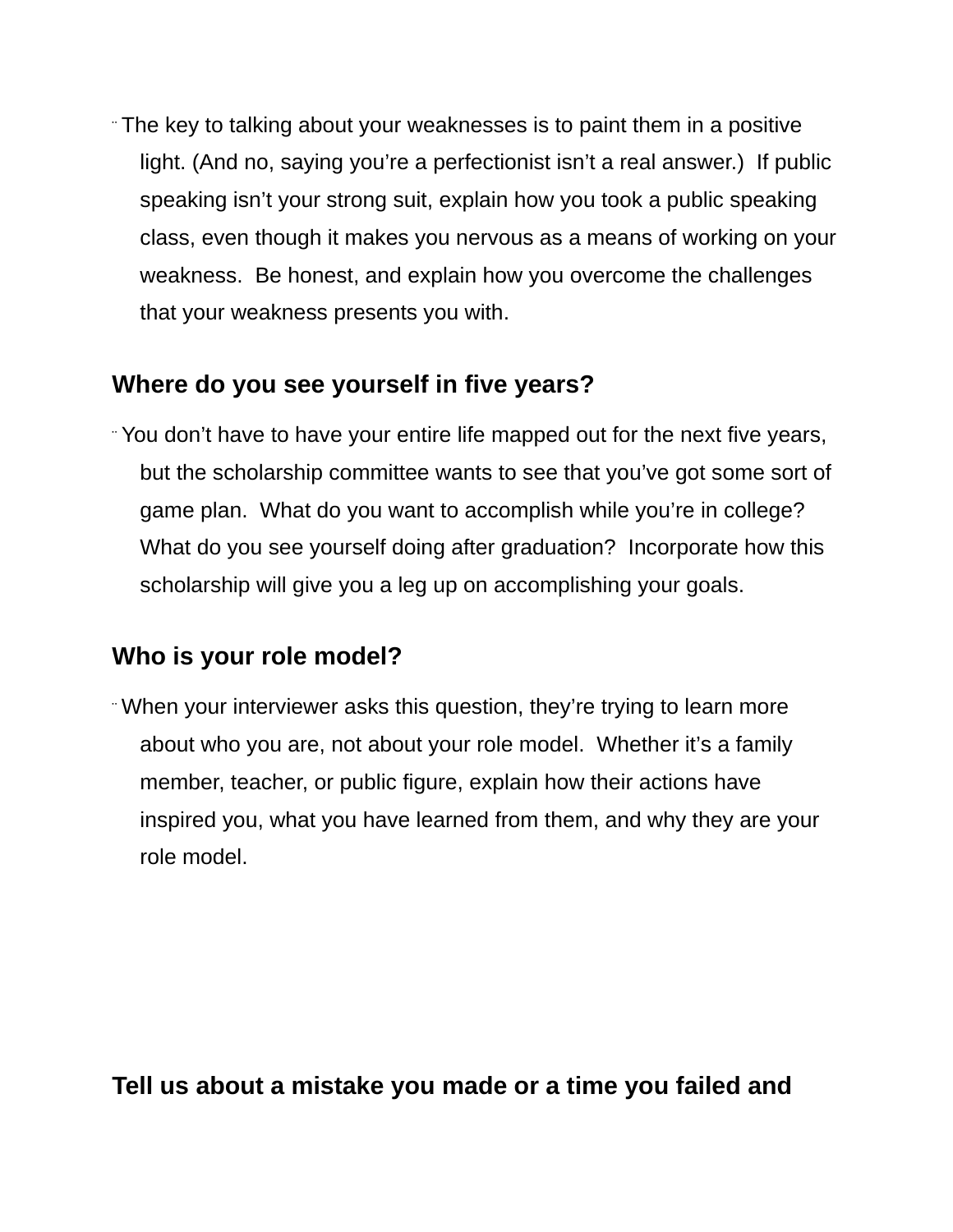- The key to talking about your weaknesses is to paint them in a positive light. (And no, saying you're a perfectionist isn't a real answer.)  If public speaking isn't your strong suit, explain how you took a public speaking class, even though it makes you nervous as a means of working on your weakness.  Be honest, and explain how you overcome the challenges that your weakness presents you with.

### Where do you see yourself in five years?

- You don't have to have your entire life mapped out for the next five years, but the scholarship committee wants to see that you've got some sort of game plan.  What do you want to accomplish while you're in college?  What do you see yourself doing after graduation?  Incorporate how this scholarship will give you a leg up on accomplishing your goals.

### Who is your role model?

- When your interviewer asks this question, they're trying to learn more about who you are, not about your role model.  Whether it's a family member, teacher, or public figure, explain how their actions have inspired you, what you have learned from them, and why they are your role model.

### Tell us about a mistake you made or a time you failed and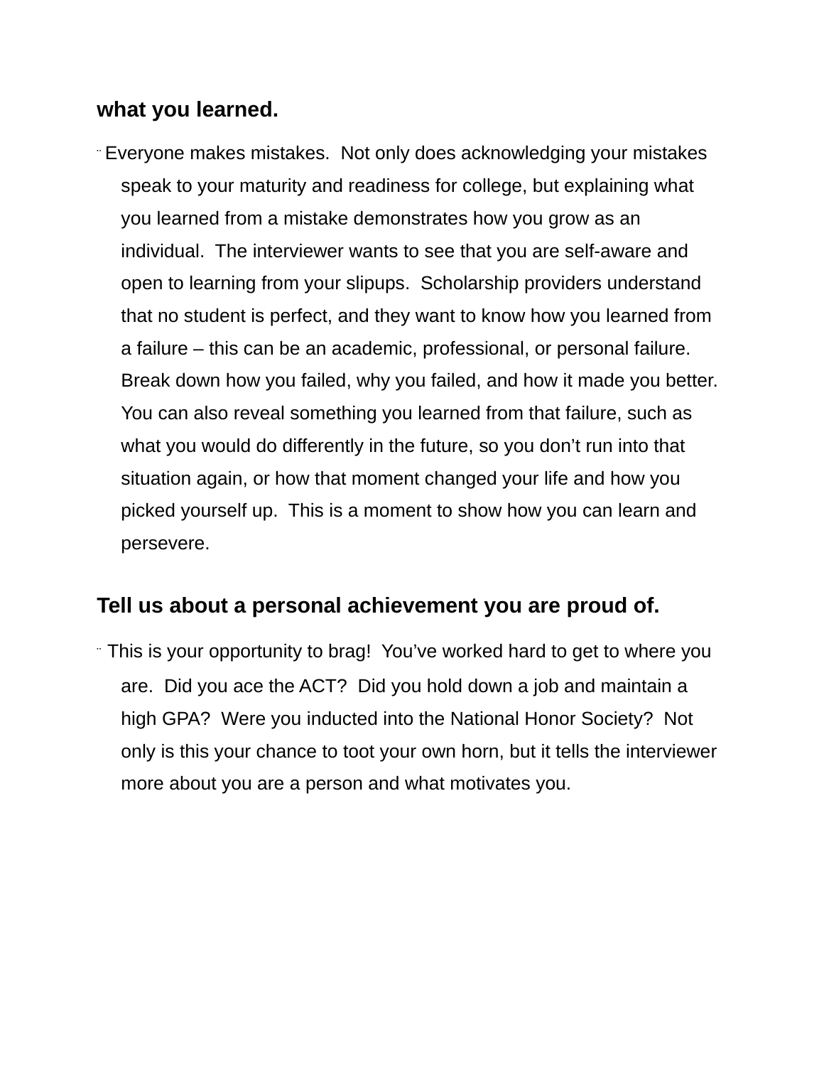**what you learned.**

- Everyone makes mistakes. Not only does acknowledging your mistakes speak to your maturity and readiness for college, but explaining what you learned from a mistake demonstrates how you grow as an individual. The interviewer wants to see that you are self-aware and open to learning from your slipups. Scholarship providers understand that no student is perfect, and they want to know how you learned from a failure – this can be an academic, professional, or personal failure. Break down how you failed, why you failed, and how it made you better. You can also reveal something you learned from that failure, such as what you would do differently in the future, so you don't run into that situation again, or how that moment changed your life and how you picked yourself up. This is a moment to show how you can learn and persevere.

## Tell us about a personal achievement you are proud of.

- This is your opportunity to brag! You've worked hard to get to where you are. Did you ace the ACT? Did you hold down a job and maintain a high GPA? Were you inducted into the National Honor Society? Not only is this your chance to toot your own horn, but it tells the interviewer more about you are a person and what motivates you.